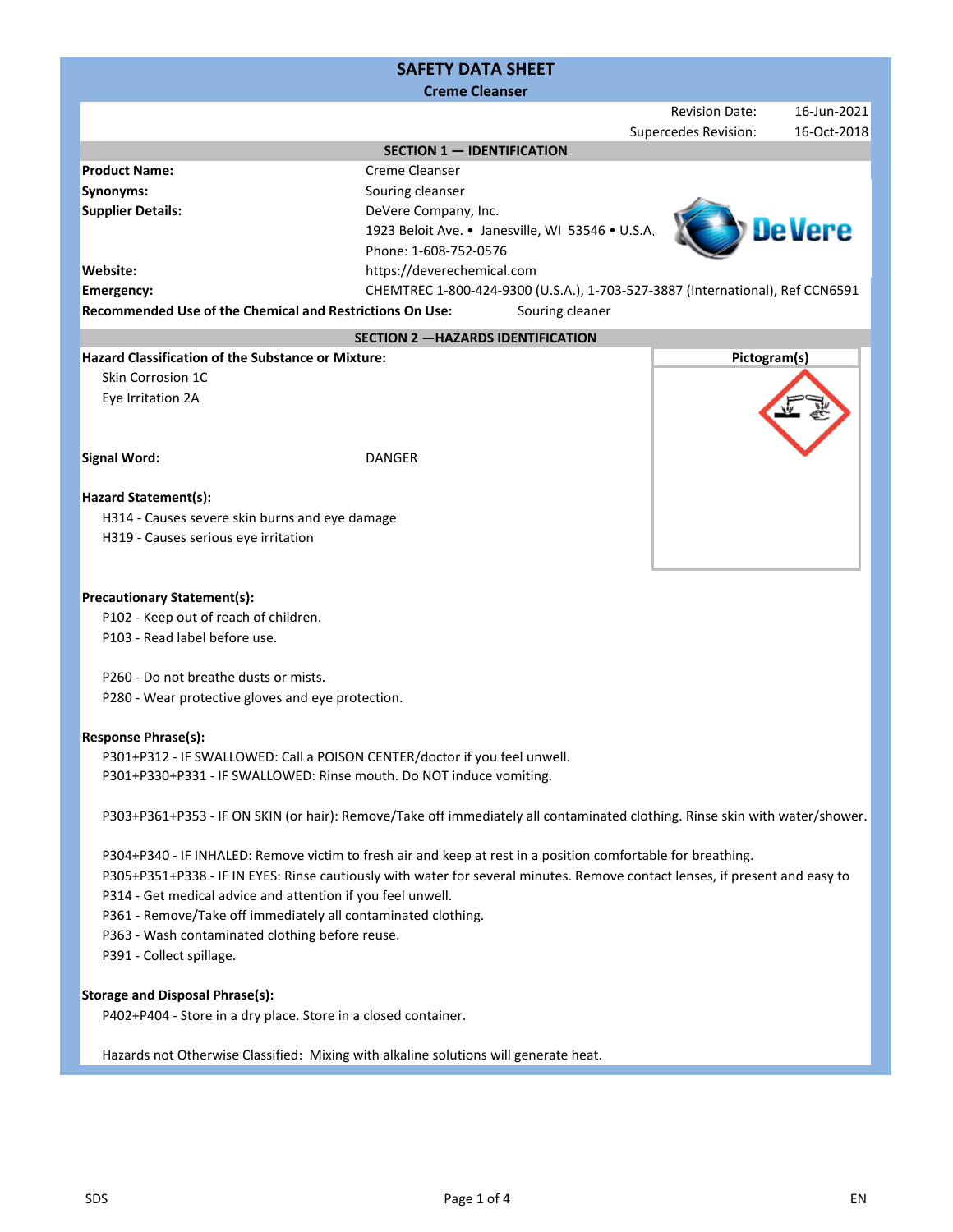# SAFETY DATA SHEET

## Creme Cleanser

| | |
|---|---|
| Revision Date: | 16-Jun-2021 |
| Supercedes Revision: | 16-Oct-2018 |

## SECTION 1 — IDENTIFICATION

| | |
|---|---|
| **Product Name:** | Creme Cleanser |
| **Synonyms:** | Souring cleanser |
| **Supplier Details:** | DeVere Company, Inc.<br>1923 Beloit Ave. • Janesville, WI 53546 • U.S.A.<br>Phone: 1-608-752-0576 |
| **Website:** | https://deverechemical.com |
| **Emergency:** | CHEMTREC 1-800-424-9300 (U.S.A.), 1-703-527-3887 (International), Ref CCN6591 |
| **Recommended Use of the Chemical and Restrictions On Use:** | Souring cleaner |

## SECTION 2 —HAZARDS IDENTIFICATION

**Hazard Classification of the Substance or Mixture:**

Skin Corrosion 1C
Eye Irritation 2A

**Pictogram(s)**

**Signal Word:** DANGER

**Hazard Statement(s):**

H314 - Causes severe skin burns and eye damage
H319 - Causes serious eye irritation

**Precautionary Statement(s):**

P102 - Keep out of reach of children.
P103 - Read label before use.

P260 - Do not breathe dusts or mists.
P280 - Wear protective gloves and eye protection.

**Response Phrase(s):**

P301+P312 - IF SWALLOWED: Call a POISON CENTER/doctor if you feel unwell.
P301+P330+P331 - IF SWALLOWED: Rinse mouth. Do NOT induce vomiting.

P303+P361+P353 - IF ON SKIN (or hair): Remove/Take off immediately all contaminated clothing. Rinse skin with water/shower.

P304+P340 - IF INHALED: Remove victim to fresh air and keep at rest in a position comfortable for breathing.
P305+P351+P338 - IF IN EYES: Rinse cautiously with water for several minutes. Remove contact lenses, if present and easy to
P314 - Get medical advice and attention if you feel unwell.
P361 - Remove/Take off immediately all contaminated clothing.
P363 - Wash contaminated clothing before reuse.
P391 - Collect spillage.

**Storage and Disposal Phrase(s):**

P402+P404 - Store in a dry place. Store in a closed container.

Hazards not Otherwise Classified: Mixing with alkaline solutions will generate heat.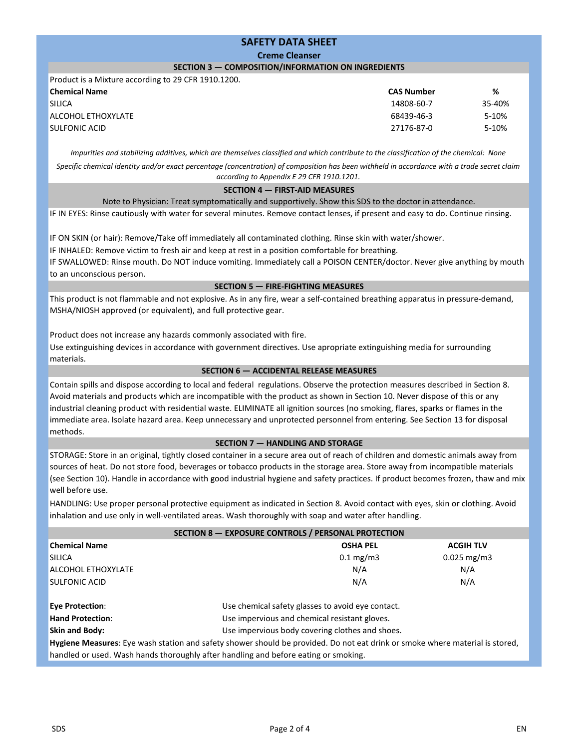# SAFETY DATA SHEET

## Creme Cleanser

### SECTION 3 — COMPOSITION/INFORMATION ON INGREDIENTS

Product is a Mixture according to 29 CFR 1910.1200.

| Chemical Name | CAS Number | % |
|---|---|---|
| SILICA | 14808-60-7 | 35-40% |
| ALCOHOL ETHOXYLATE | 68439-46-3 | 5-10% |
| SULFONIC ACID | 27176-87-0 | 5-10% |

*Impurities and stabilizing additives, which are themselves classified and which contribute to the classification of the chemical: None*

*Specific chemical identity and/or exact percentage (concentration) of composition has been withheld in accordance with a trade secret claim according to Appendix E 29 CFR 1910.1201.*

### SECTION 4 — FIRST-AID MEASURES

Note to Physician: Treat symptomatically and supportively. Show this SDS to the doctor in attendance.

IF IN EYES: Rinse cautiously with water for several minutes. Remove contact lenses, if present and easy to do. Continue rinsing.

IF ON SKIN (or hair): Remove/Take off immediately all contaminated clothing. Rinse skin with water/shower.

IF INHALED: Remove victim to fresh air and keep at rest in a position comfortable for breathing.

IF SWALLOWED: Rinse mouth. Do NOT induce vomiting. Immediately call a POISON CENTER/doctor. Never give anything by mouth to an unconscious person.

### SECTION 5 — FIRE-FIGHTING MEASURES

This product is not flammable and not explosive. As in any fire, wear a self-contained breathing apparatus in pressure-demand, MSHA/NIOSH approved (or equivalent), and full protective gear.

Product does not increase any hazards commonly associated with fire.

Use extinguishing devices in accordance with government directives. Use apropriate extinguishing media for surrounding materials.

### SECTION 6 — ACCIDENTAL RELEASE MEASURES

Contain spills and dispose according to local and federal regulations. Observe the protection measures described in Section 8. Avoid materials and products which are incompatible with the product as shown in Section 10. Never dispose of this or any industrial cleaning product with residential waste. ELIMINATE all ignition sources (no smoking, flares, sparks or flames in the immediate area. Isolate hazard area. Keep unnecessary and unprotected personnel from entering. See Section 13 for disposal methods.

### SECTION 7 — HANDLING AND STORAGE

STORAGE: Store in an original, tightly closed container in a secure area out of reach of children and domestic animals away from sources of heat. Do not store food, beverages or tobacco products in the storage area. Store away from incompatible materials (see Section 10). Handle in accordance with good industrial hygiene and safety practices. If product becomes frozen, thaw and mix well before use.

HANDLING: Use proper personal protective equipment as indicated in Section 8. Avoid contact with eyes, skin or clothing. Avoid inhalation and use only in well-ventilated areas. Wash thoroughly with soap and water after handling.

### SECTION 8 — EXPOSURE CONTROLS / PERSONAL PROTECTION

| Chemical Name | OSHA PEL | ACGIH TLV |
|---|---|---|
| SILICA | 0.1 mg/m3 | 0.025 mg/m3 |
| ALCOHOL ETHOXYLATE | N/A | N/A |
| SULFONIC ACID | N/A | N/A |

**Eye Protection**: Use chemical safety glasses to avoid eye contact.

**Hand Protection**: Use impervious and chemical resistant gloves.

**Skin and Body:** Use impervious body covering clothes and shoes.

**Hygiene Measures**: Eye wash station and safety shower should be provided. Do not eat drink or smoke where material is stored, handled or used. Wash hands thoroughly after handling and before eating or smoking.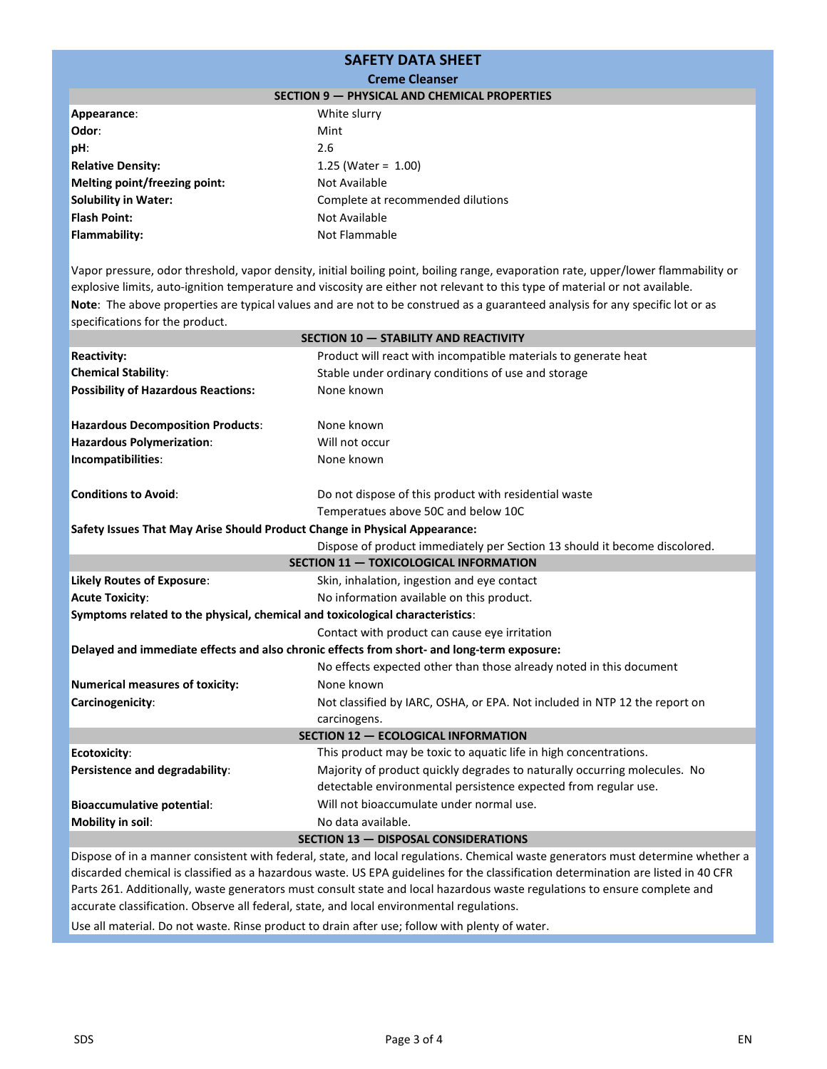# SAFETY DATA SHEET

## Creme Cleanser

### SECTION 9 — PHYSICAL AND CHEMICAL PROPERTIES

| | |
|---|---|
| **Appearance**: | White slurry |
| **Odor**: | Mint |
| **pH**: | 2.6 |
| **Relative Density:** | 1.25 (Water = 1.00) |
| **Melting point/freezing point:** | Not Available |
| **Solubility in Water:** | Complete at recommended dilutions |
| **Flash Point:** | Not Available |
| **Flammability:** | Not Flammable |

Vapor pressure, odor threshold, vapor density, initial boiling point, boiling range, evaporation rate, upper/lower flammability or explosive limits, auto-ignition temperature and viscosity are either not relevant to this type of material or not available.

**Note**: The above properties are typical values and are not to be construed as a guaranteed analysis for any specific lot or as specifications for the product.

### SECTION 10 — STABILITY AND REACTIVITY

| | |
|---|---|
| **Reactivity:** | Product will react with incompatible materials to generate heat |
| **Chemical Stability**: | Stable under ordinary conditions of use and storage |
| **Possibility of Hazardous Reactions:** | None known |
| **Hazardous Decomposition Products**: | None known |
| **Hazardous Polymerization**: | Will not occur |
| **Incompatibilities**: | None known |
| **Conditions to Avoid**: | Do not dispose of this product with residential waste<br>Temperatues above 50C and below 10C |

**Safety Issues That May Arise Should Product Change in Physical Appearance:**

Dispose of product immediately per Section 13 should it become discolored.

### SECTION 11 — TOXICOLOGICAL INFORMATION

| | |
|---|---|
| **Likely Routes of Exposure**: | Skin, inhalation, ingestion and eye contact |
| **Acute Toxicity**: | No information available on this product. |

**Symptoms related to the physical, chemical and toxicological characteristics**:

Contact with product can cause eye irritation

**Delayed and immediate effects and also chronic effects from short- and long-term exposure:**

No effects expected other than those already noted in this document

| | |
|---|---|
| **Numerical measures of toxicity:** | None known |
| **Carcinogenicity**: | Not classified by IARC, OSHA, or EPA. Not included in NTP 12 the report on carcinogens. |

### SECTION 12 — ECOLOGICAL INFORMATION

| | |
|---|---|
| **Ecotoxicity**: | This product may be toxic to aquatic life in high concentrations. |
| **Persistence and degradability**: | Majority of product quickly degrades to naturally occurring molecules. No detectable environmental persistence expected from regular use. |
| **Bioaccumulative potential**: | Will not bioaccumulate under normal use. |
| **Mobility in soil**: | No data available. |

### SECTION 13 — DISPOSAL CONSIDERATIONS

Dispose of in a manner consistent with federal, state, and local regulations. Chemical waste generators must determine whether a discarded chemical is classified as a hazardous waste. US EPA guidelines for the classification determination are listed in 40 CFR Parts 261. Additionally, waste generators must consult state and local hazardous waste regulations to ensure complete and accurate classification. Observe all federal, state, and local environmental regulations.

Use all material. Do not waste. Rinse product to drain after use; follow with plenty of water.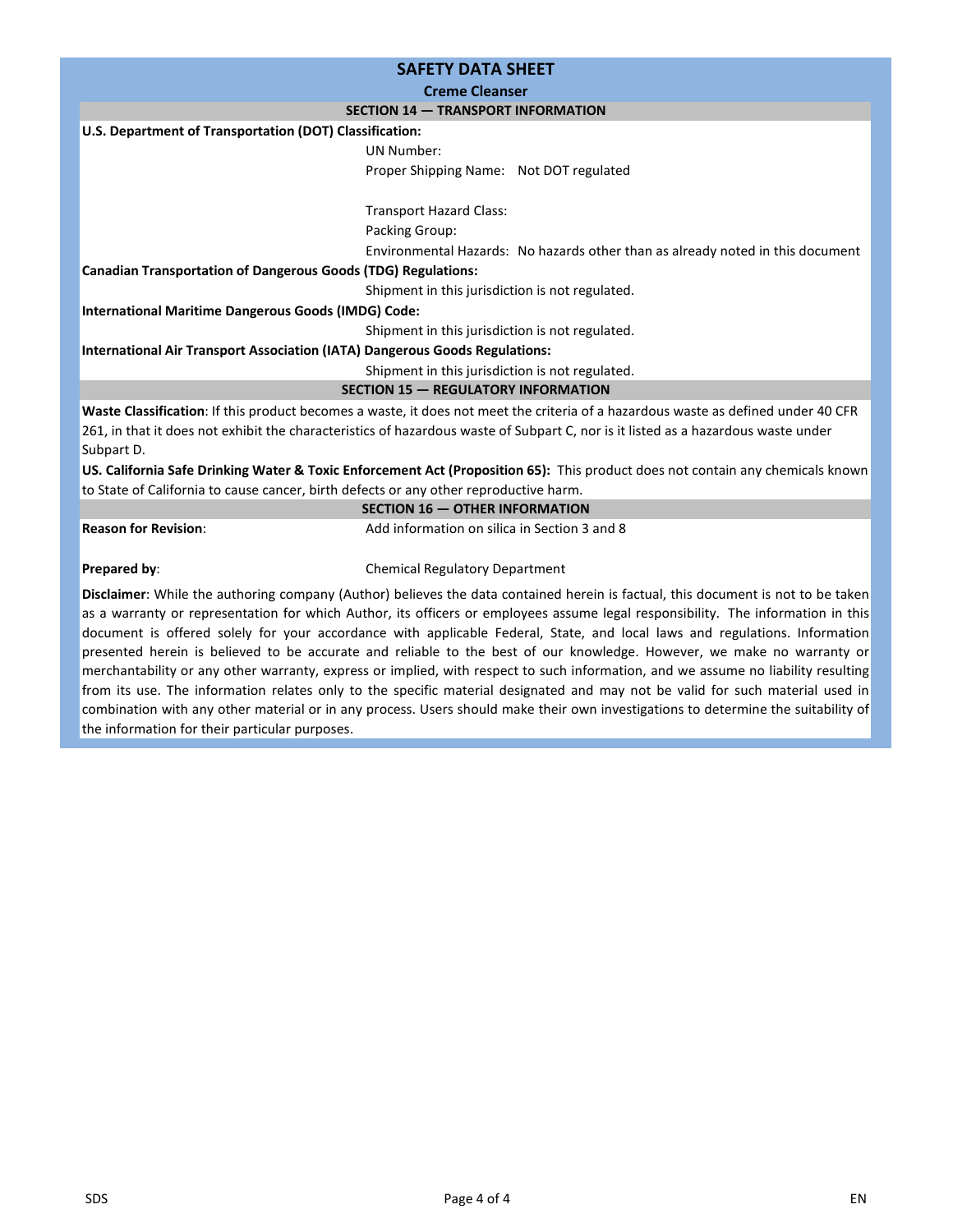# SAFETY DATA SHEET

## Creme Cleanser

### SECTION 14 — TRANSPORT INFORMATION

**U.S. Department of Transportation (DOT) Classification:**

| | |
|---|---|
| UN Number: | |
| Proper Shipping Name: | Not DOT regulated |
| Transport Hazard Class: | |
| Packing Group: | |
| Environmental Hazards: | No hazards other than as already noted in this document |

**Canadian Transportation of Dangerous Goods (TDG) Regulations:**

Shipment in this jurisdiction is not regulated.

**International Maritime Dangerous Goods (IMDG) Code:**

Shipment in this jurisdiction is not regulated.

**International Air Transport Association (IATA) Dangerous Goods Regulations:**

Shipment in this jurisdiction is not regulated.

### SECTION 15 — REGULATORY INFORMATION

**Waste Classification**: If this product becomes a waste, it does not meet the criteria of a hazardous waste as defined under 40 CFR 261, in that it does not exhibit the characteristics of hazardous waste of Subpart C, nor is it listed as a hazardous waste under Subpart D.

**US. California Safe Drinking Water & Toxic Enforcement Act (Proposition 65):** This product does not contain any chemicals known to State of California to cause cancer, birth defects or any other reproductive harm.

### SECTION 16 — OTHER INFORMATION

**Reason for Revision**: Add information on silica in Section 3 and 8

**Prepared by**: Chemical Regulatory Department

**Disclaimer**: While the authoring company (Author) believes the data contained herein is factual, this document is not to be taken as a warranty or representation for which Author, its officers or employees assume legal responsibility. The information in this document is offered solely for your accordance with applicable Federal, State, and local laws and regulations. Information presented herein is believed to be accurate and reliable to the best of our knowledge. However, we make no warranty or merchantability or any other warranty, express or implied, with respect to such information, and we assume no liability resulting from its use. The information relates only to the specific material designated and may not be valid for such material used in combination with any other material or in any process. Users should make their own investigations to determine the suitability of the information for their particular purposes.